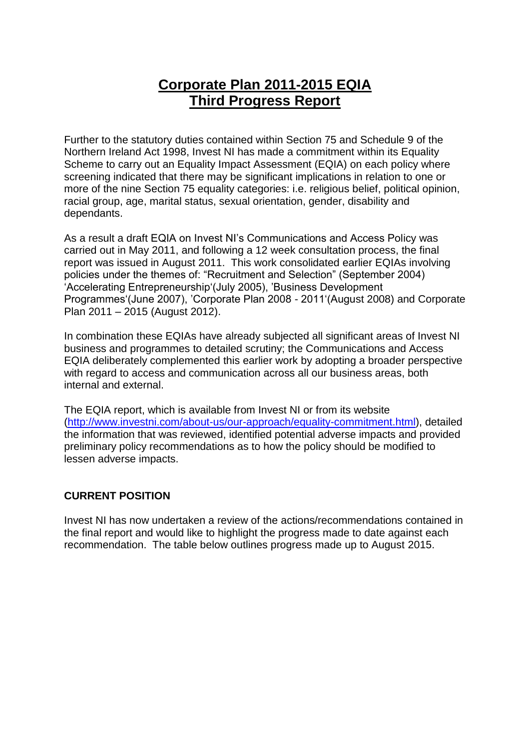# Corporate Plan 2011-2015 EQIA
# Third Progress Report

Further to the statutory duties contained within Section 75 and Schedule 9 of the Northern Ireland Act 1998, Invest NI has made a commitment within its Equality Scheme to carry out an Equality Impact Assessment (EQIA) on each policy where screening indicated that there may be significant implications in relation to one or more of the nine Section 75 equality categories: i.e. religious belief, political opinion, racial group, age, marital status, sexual orientation, gender, disability and dependants.

As a result a draft EQIA on Invest NI's Communications and Access Policy was carried out in May 2011, and following a 12 week consultation process, the final report was issued in August 2011. This work consolidated earlier EQIAs involving policies under the themes of: "Recruitment and Selection" (September 2004) 'Accelerating Entrepreneurship'(July 2005), 'Business Development Programmes'(June 2007), 'Corporate Plan 2008 - 2011'(August 2008) and Corporate Plan 2011 – 2015 (August 2012).

In combination these EQIAs have already subjected all significant areas of Invest NI business and programmes to detailed scrutiny; the Communications and Access EQIA deliberately complemented this earlier work by adopting a broader perspective with regard to access and communication across all our business areas, both internal and external.

The EQIA report, which is available from Invest NI or from its website (http://www.investni.com/about-us/our-approach/equality-commitment.html), detailed the information that was reviewed, identified potential adverse impacts and provided preliminary policy recommendations as to how the policy should be modified to lessen adverse impacts.

## CURRENT POSITION

Invest NI has now undertaken a review of the actions/recommendations contained in the final report and would like to highlight the progress made to date against each recommendation. The table below outlines progress made up to August 2015.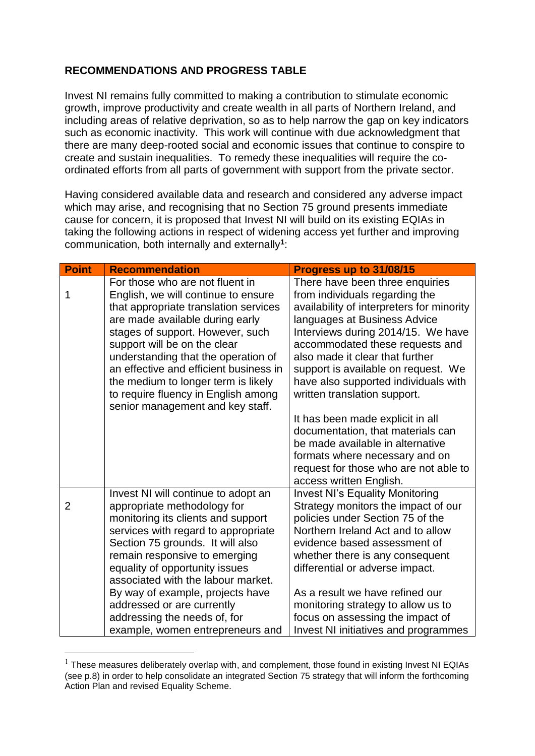## RECOMMENDATIONS AND PROGRESS TABLE

Invest NI remains fully committed to making a contribution to stimulate economic growth, improve productivity and create wealth in all parts of Northern Ireland, and including areas of relative deprivation, so as to help narrow the gap on key indicators such as economic inactivity. This work will continue with due acknowledgment that there are many deep-rooted social and economic issues that continue to conspire to create and sustain inequalities. To remedy these inequalities will require the co-ordinated efforts from all parts of government with support from the private sector.

Having considered available data and research and considered any adverse impact which may arise, and recognising that no Section 75 ground presents immediate cause for concern, it is proposed that Invest NI will build on its existing EQIAs in taking the following actions in respect of widening access yet further and improving communication, both internally and externally[1]:

| Point | Recommendation | Progress up to 31/08/15 |
|---|---|---|
| 1 | For those who are not fluent in English, we will continue to ensure that appropriate translation services are made available during early stages of support. However, such support will be on the clear understanding that the operation of an effective and efficient business in the medium to longer term is likely to require fluency in English among senior management and key staff. | There have been three enquiries from individuals regarding the availability of interpreters for minority languages at Business Advice Interviews during 2014/15. We have accommodated these requests and also made it clear that further support is available on request. We have also supported individuals with written translation support.<br><br>It has been made explicit in all documentation, that materials can be made available in alternative formats where necessary and on request for those who are not able to access written English. |
| 2 | Invest NI will continue to adopt an appropriate methodology for monitoring its clients and support services with regard to appropriate Section 75 grounds. It will also remain responsive to emerging equality of opportunity issues associated with the labour market. By way of example, projects have addressed or are currently addressing the needs of, for example, women entrepreneurs and | Invest NI's Equality Monitoring Strategy monitors the impact of our policies under Section 75 of the Northern Ireland Act and to allow evidence based assessment of whether there is any consequent differential or adverse impact.<br><br>As a result we have refined our monitoring strategy to allow us to focus on assessing the impact of Invest NI initiatives and programmes |

[1] These measures deliberately overlap with, and complement, those found in existing Invest NI EQIAs (see p.8) in order to help consolidate an integrated Section 75 strategy that will inform the forthcoming Action Plan and revised Equality Scheme.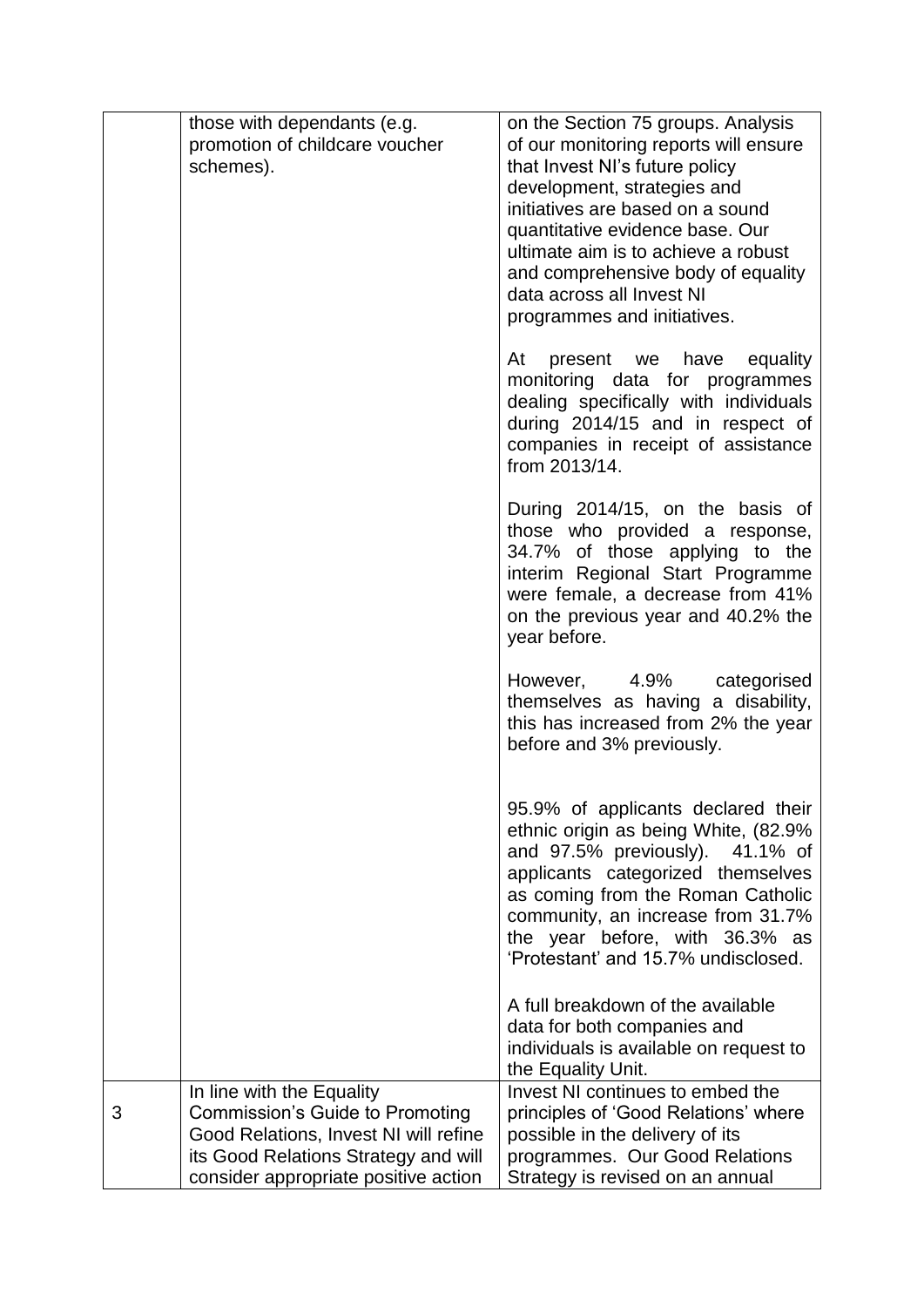| | | |
|---|---|---|
| | those with dependants (e.g. promotion of childcare voucher schemes). | on the Section 75 groups. Analysis of our monitoring reports will ensure that Invest NI's future policy development, strategies and initiatives are based on a sound quantitative evidence base. Our ultimate aim is to achieve a robust and comprehensive body of equality data across all Invest NI programmes and initiatives.<br><br>At present we have equality monitoring data for programmes dealing specifically with individuals during 2014/15 and in respect of companies in receipt of assistance from 2013/14.<br><br>During 2014/15, on the basis of those who provided a response, 34.7% of those applying to the interim Regional Start Programme were female, a decrease from 41% on the previous year and 40.2% the year before.<br><br>However, 4.9% categorised themselves as having a disability, this has increased from 2% the year before and 3% previously.<br><br>95.9% of applicants declared their ethnic origin as being White, (82.9% and 97.5% previously). 41.1% of applicants categorized themselves as coming from the Roman Catholic community, an increase from 31.7% the year before, with 36.3% as 'Protestant' and 15.7% undisclosed.<br><br>A full breakdown of the available data for both companies and individuals is available on request to the Equality Unit. |
| 3 | In line with the Equality Commission's Guide to Promoting Good Relations, Invest NI will refine its Good Relations Strategy and will consider appropriate positive action | Invest NI continues to embed the principles of 'Good Relations' where possible in the delivery of its programmes. Our Good Relations Strategy is revised on an annual |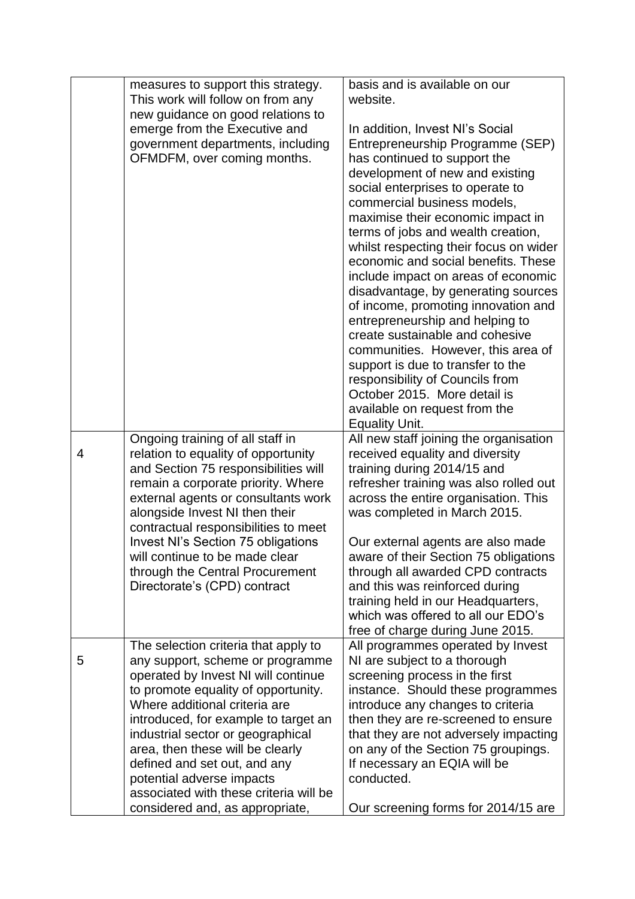| | | |
|---|---|---|
| | measures to support this strategy. This work will follow on from any new guidance on good relations to emerge from the Executive and government departments, including OFMDFM, over coming months. | basis and is available on our website.<br><br>In addition, Invest NI's Social Entrepreneurship Programme (SEP) has continued to support the development of new and existing social enterprises to operate to commercial business models, maximise their economic impact in terms of jobs and wealth creation, whilst respecting their focus on wider economic and social benefits. These include impact on areas of economic disadvantage, by generating sources of income, promoting innovation and entrepreneurship and helping to create sustainable and cohesive communities. However, this area of support is due to transfer to the responsibility of Councils from October 2015. More detail is available on request from the Equality Unit. |
| 4 | Ongoing training of all staff in relation to equality of opportunity and Section 75 responsibilities will remain a corporate priority. Where external agents or consultants work alongside Invest NI then their contractual responsibilities to meet Invest NI's Section 75 obligations will continue to be made clear through the Central Procurement Directorate's (CPD) contract | All new staff joining the organisation received equality and diversity training during 2014/15 and refresher training was also rolled out across the entire organisation. This was completed in March 2015.<br><br>Our external agents are also made aware of their Section 75 obligations through all awarded CPD contracts and this was reinforced during training held in our Headquarters, which was offered to all our EDO's free of charge during June 2015. |
| 5 | The selection criteria that apply to any support, scheme or programme operated by Invest NI will continue to promote equality of opportunity. Where additional criteria are introduced, for example to target an industrial sector or geographical area, then these will be clearly defined and set out, and any potential adverse impacts associated with these criteria will be considered and, as appropriate, | All programmes operated by Invest NI are subject to a thorough screening process in the first instance. Should these programmes introduce any changes to criteria then they are re-screened to ensure that they are not adversely impacting on any of the Section 75 groupings. If necessary an EQIA will be conducted.<br><br>Our screening forms for 2014/15 are |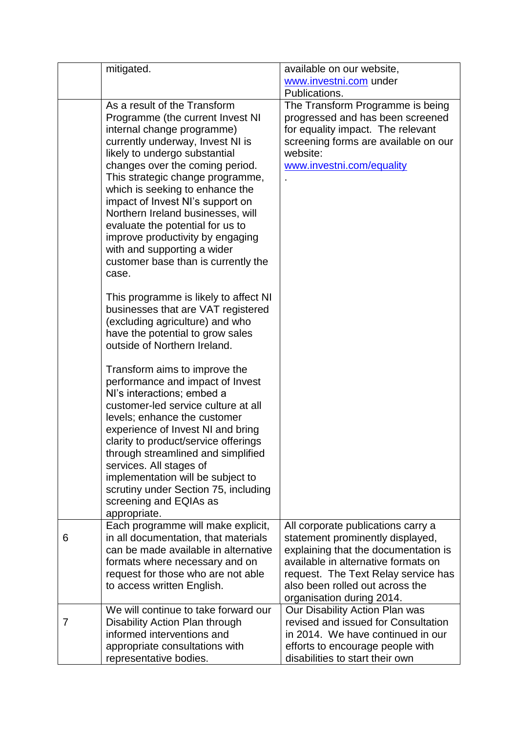| | | |
|---|---|---|
| | mitigated. | available on our website, [www.investni.com](http://www.investni.com) under Publications. |
| | As a result of the Transform Programme (the current Invest NI internal change programme) currently underway, Invest NI is likely to undergo substantial changes over the coming period. This strategic change programme, which is seeking to enhance the impact of Invest NI's support on Northern Ireland businesses, will evaluate the potential for us to improve productivity by engaging with and supporting a wider customer base than is currently the case.<br><br>This programme is likely to affect NI businesses that are VAT registered (excluding agriculture) and who have the potential to grow sales outside of Northern Ireland.<br><br>Transform aims to improve the performance and impact of Invest NI's interactions; embed a customer-led service culture at all levels; enhance the customer experience of Invest NI and bring clarity to product/service offerings through streamlined and simplified services. All stages of implementation will be subject to scrutiny under Section 75, including screening and EQIAs as appropriate. | The Transform Programme is being progressed and has been screened for equality impact. The relevant screening forms are available on our website: [www.investni.com/equality](http://www.investni.com/equality)<br>. |
| 6 | Each programme will make explicit, in all documentation, that materials can be made available in alternative formats where necessary and on request for those who are not able to access written English. | All corporate publications carry a statement prominently displayed, explaining that the documentation is available in alternative formats on request. The Text Relay service has also been rolled out across the organisation during 2014. |
| 7 | We will continue to take forward our Disability Action Plan through informed interventions and appropriate consultations with representative bodies. | Our Disability Action Plan was revised and issued for Consultation in 2014. We have continued in our efforts to encourage people with disabilities to start their own |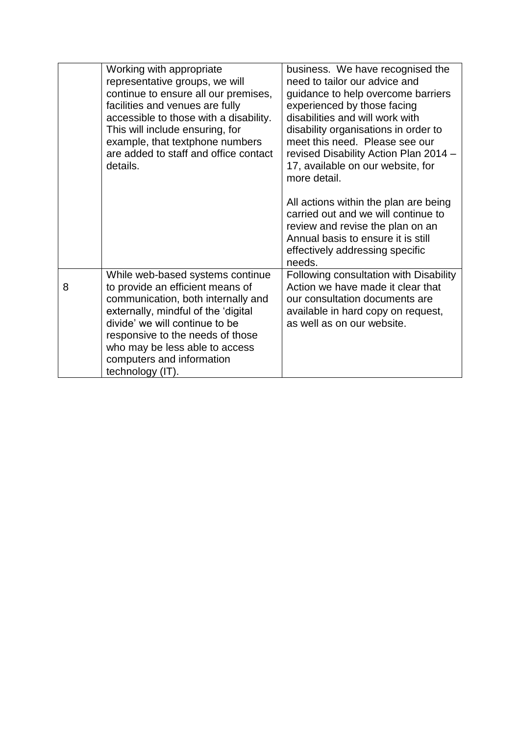| | | |
|---|---|---|
| | Working with appropriate representative groups, we will continue to ensure all our premises, facilities and venues are fully accessible to those with a disability. This will include ensuring, for example, that textphone numbers are added to staff and office contact details. | business. We have recognised the need to tailor our advice and guidance to help overcome barriers experienced by those facing disabilities and will work with disability organisations in order to meet this need. Please see our revised Disability Action Plan 2014 – 17, available on our website, for more detail.<br><br>All actions within the plan are being carried out and we will continue to review and revise the plan on an Annual basis to ensure it is still effectively addressing specific needs. |
| 8 | While web-based systems continue to provide an efficient means of communication, both internally and externally, mindful of the 'digital divide' we will continue to be responsive to the needs of those who may be less able to access computers and information technology (IT). | Following consultation with Disability Action we have made it clear that our consultation documents are available in hard copy on request, as well as on our website. |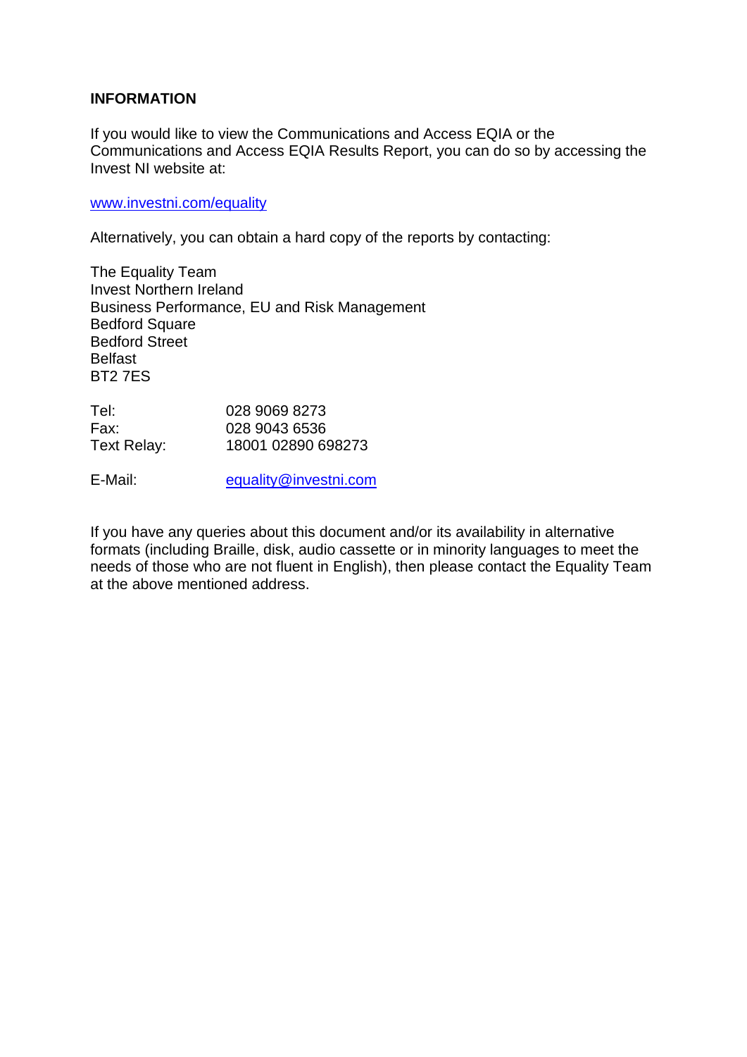**INFORMATION**

If you would like to view the Communications and Access EQIA or the Communications and Access EQIA Results Report, you can do so by accessing the Invest NI website at:

www.investni.com/equality

Alternatively, you can obtain a hard copy of the reports by contacting:

The Equality Team
Invest Northern Ireland
Business Performance, EU and Risk Management
Bedford Square
Bedford Street
Belfast
BT2 7ES

| | |
|---|---|
| Tel: | 028 9069 8273 |
| Fax: | 028 9043 6536 |
| Text Relay: | 18001 02890 698273 |
| E-Mail: | equality@investni.com |

If you have any queries about this document and/or its availability in alternative formats (including Braille, disk, audio cassette or in minority languages to meet the needs of those who are not fluent in English), then please contact the Equality Team at the above mentioned address.